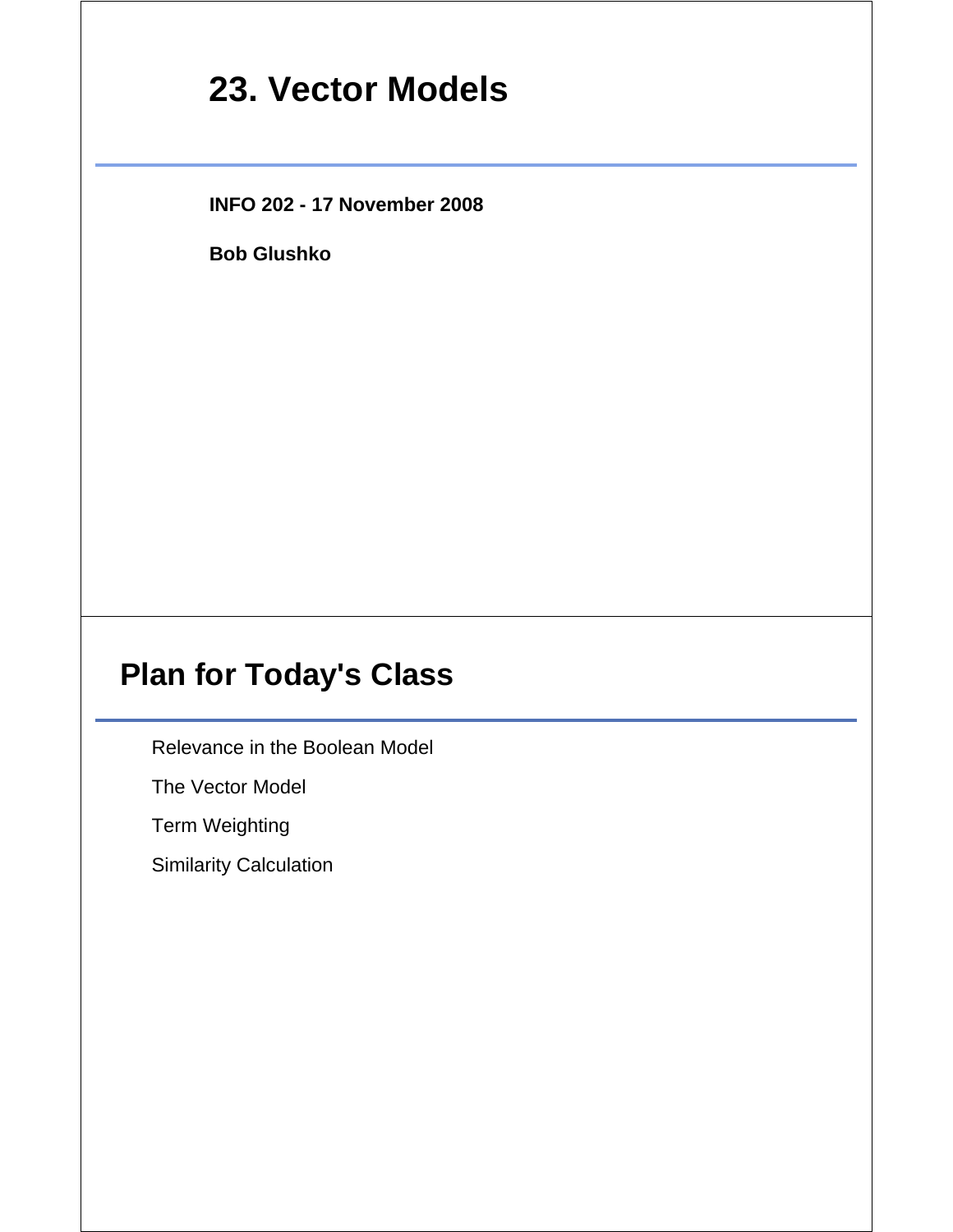# 23. Vector Models

**INFO 202 - 17 November 2008**

**Bob Glushko**

## Plan for Today's Class

- Relevance in the Boolean Model
- The Vector Model
- Term Weighting
- Similarity Calculation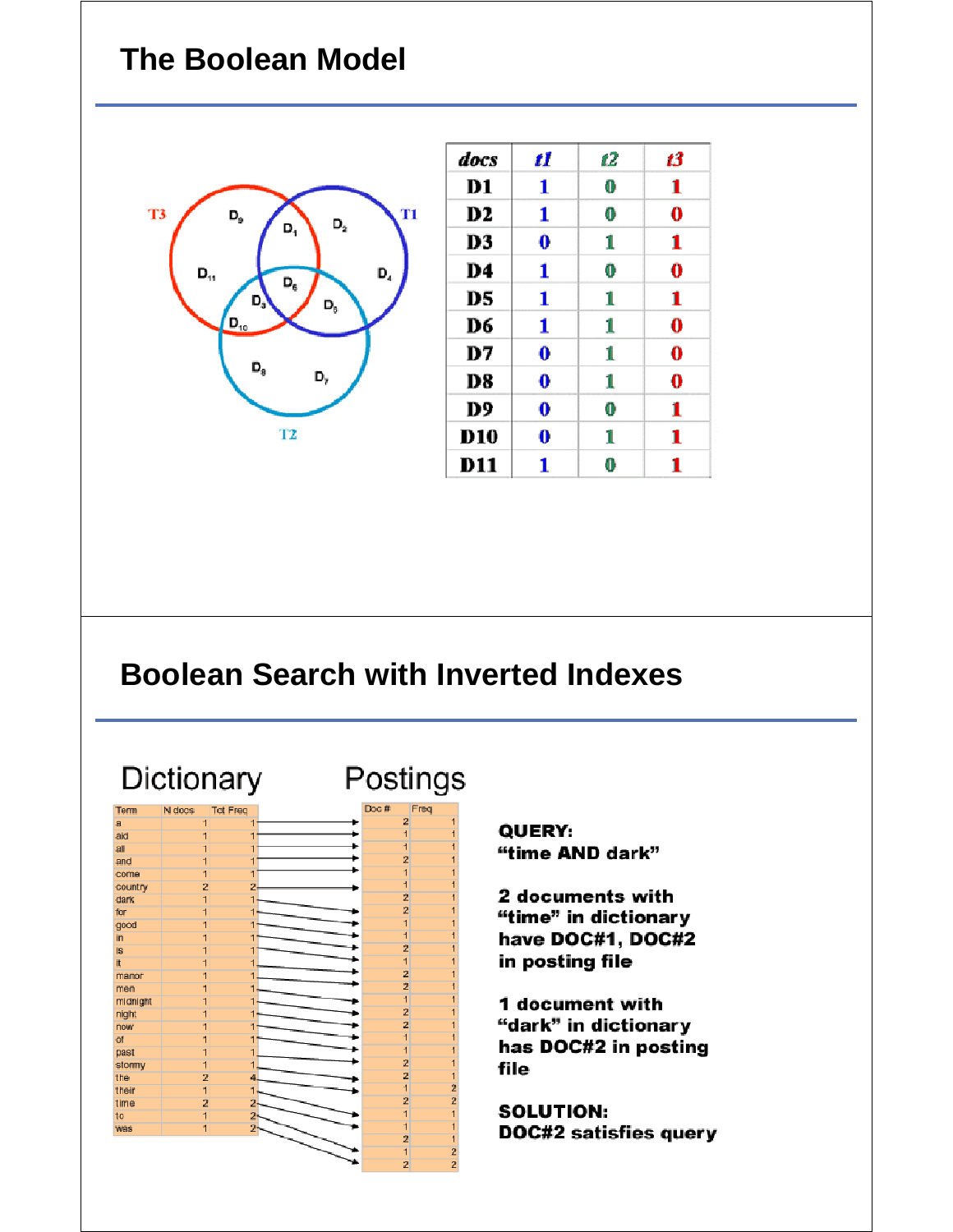## The Boolean Model

| docs | t1 | t2 | t3 |
|---|---|---|---|
| D1 | 1 | 0 | 1 |
| D2 | 1 | 0 | 0 |
| D3 | 0 | 1 | 1 |
| D4 | 1 | 0 | 0 |
| D5 | 1 | 1 | 1 |
| D6 | 1 | 1 | 0 |
| D7 | 0 | 1 | 0 |
| D8 | 0 | 1 | 0 |
| D9 | 0 | 0 | 1 |
| D10 | 0 | 1 | 1 |
| D11 | 1 | 0 | 1 |

## Boolean Search with Inverted Indexes

Dictionary

| Term | N docs | Tot Freq |
|---|---|---|
| a | 1 | 1 |
| aid | 1 | 1 |
| all | 1 | 1 |
| and | 1 | 1 |
| come | 1 | 1 |
| country | 2 | 2 |
| dark | 1 | 1 |
| for | 1 | 1 |
| good | 1 | 1 |
| in | 1 | 1 |
| is | 1 | 1 |
| it | 1 | 1 |
| manor | 1 | 1 |
| men | 1 | 1 |
| midnight | 1 | 1 |
| night | 1 | 1 |
| now | 1 | 1 |
| of | 1 | 1 |
| past | 1 | 1 |
| stormy | 1 | 1 |
| the | 2 | 4 |
| their | 1 | 1 |
| time | 2 | 2 |
| to | 1 | 2 |
| was | 1 | 2 |

Postings

| Doc # | Freq |
|---|---|
| 2 | 1 |
| 1 | 1 |
| 1 | 1 |
| 2 | 1 |
| 1 | 1 |
| 1 | 1 |
| 2 | 1 |
| 2 | 1 |
| 1 | 1 |
| 1 | 1 |
| 2 | 1 |
| 1 | 1 |
| 2 | 1 |
| 2 | 1 |
| 1 | 1 |
| 2 | 1 |
| 2 | 1 |
| 1 | 1 |
| 1 | 1 |
| 2 | 1 |
| 2 | 1 |
| 1 | 2 |
| 2 | 2 |
| 1 | 1 |
| 1 | 1 |
| 2 | 1 |
| 1 | 2 |
| 2 | 2 |

**QUERY:**
**"time AND dark"**

**2 documents with "time" in dictionary have DOC#1, DOC#2 in posting file**

**1 document with "dark" in dictionary has DOC#2 in posting file**

**SOLUTION:**
**DOC#2 satisfies query**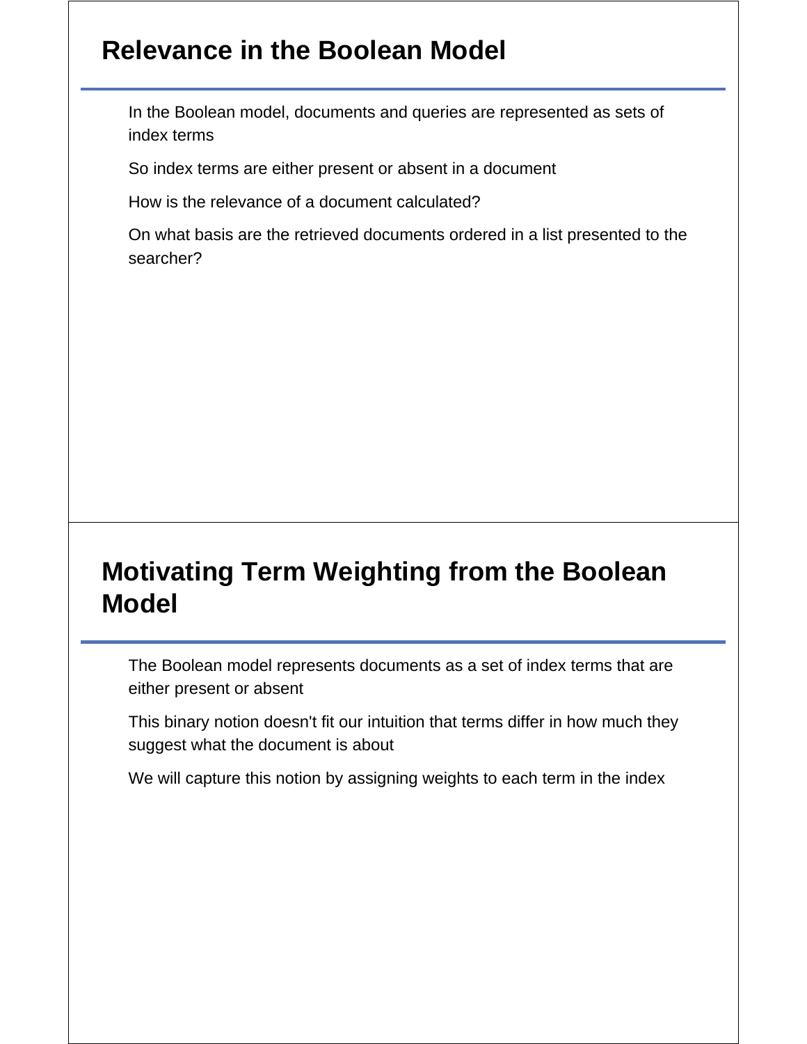## Relevance in the Boolean Model

In the Boolean model, documents and queries are represented as sets of index terms

So index terms are either present or absent in a document

How is the relevance of a document calculated?

On what basis are the retrieved documents ordered in a list presented to the searcher?

## Motivating Term Weighting from the Boolean Model

The Boolean model represents documents as a set of index terms that are either present or absent

This binary notion doesn't fit our intuition that terms differ in how much they suggest what the document is about

We will capture this notion by assigning weights to each term in the index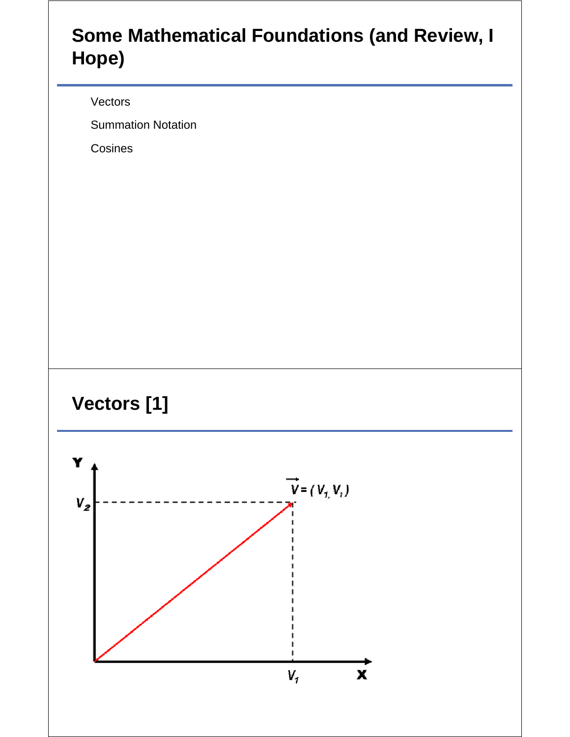# Some Mathematical Foundations (and Review, I Hope)

- Vectors
- Summation Notation
- Cosines

# Vectors [1]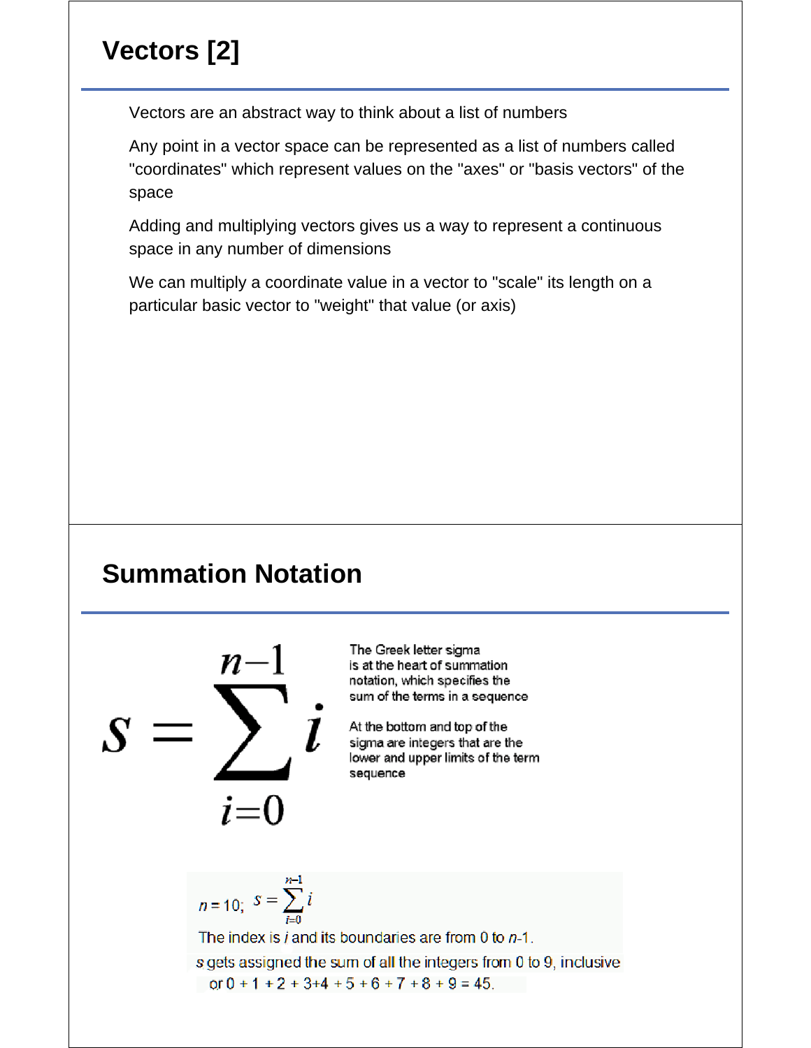## Vectors [2]

Vectors are an abstract way to think about a list of numbers

Any point in a vector space can be represented as a list of numbers called "coordinates" which represent values on the "axes" or "basis vectors" of the space

Adding and multiplying vectors gives us a way to represent a continuous space in any number of dimensions

We can multiply a coordinate value in a vector to "scale" its length on a particular basic vector to "weight" that value (or axis)

## Summation Notation

$$s = \sum_{i=0}^{n-1} i$$

The Greek letter sigma is at the heart of summation notation, which specifies the sum of the terms in a sequence

At the bottom and top of the sigma are integers that are the lower and upper limits of the term sequence

$n = 10;\ s = \sum_{i=0}^{n-1} i$

The index is $i$ and its boundaries are from 0 to $n$-1.

$s$ gets assigned the sum of all the integers from 0 to 9, inclusive

or $0 + 1 + 2 + 3+4 + 5 + 6 + 7 + 8 + 9 = 45$.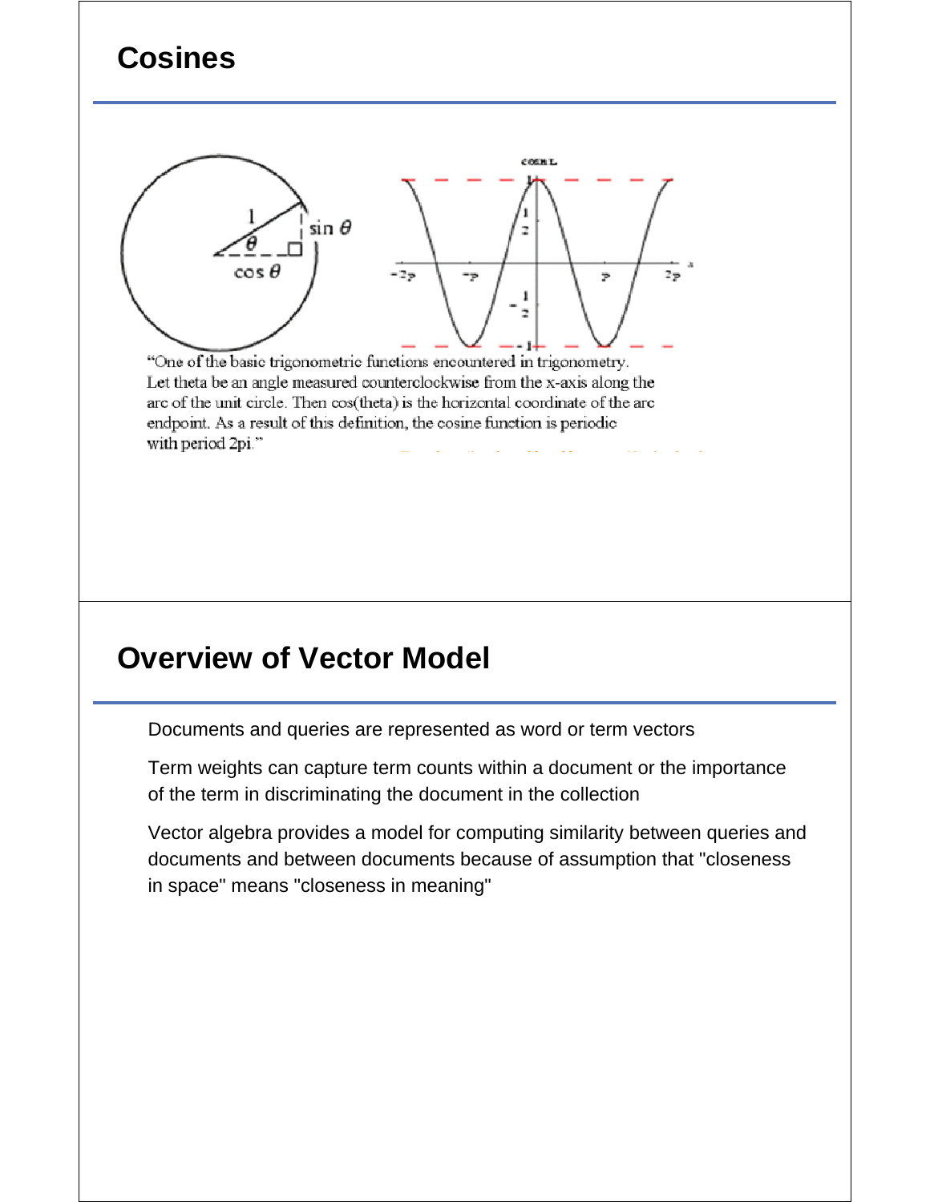## Cosines

"One of the basic trigonometric functions encountered in trigonometry. Let theta be an angle measured counterclockwise from the x-axis along the arc of the unit circle. Then cos(theta) is the horizontal coordinate of the arc endpoint. As a result of this definition, the cosine function is periodic with period 2pi."

## Overview of Vector Model

Documents and queries are represented as word or term vectors

Term weights can capture term counts within a document or the importance of the term in discriminating the document in the collection

Vector algebra provides a model for computing similarity between queries and documents and between documents because of assumption that "closeness in space" means "closeness in meaning"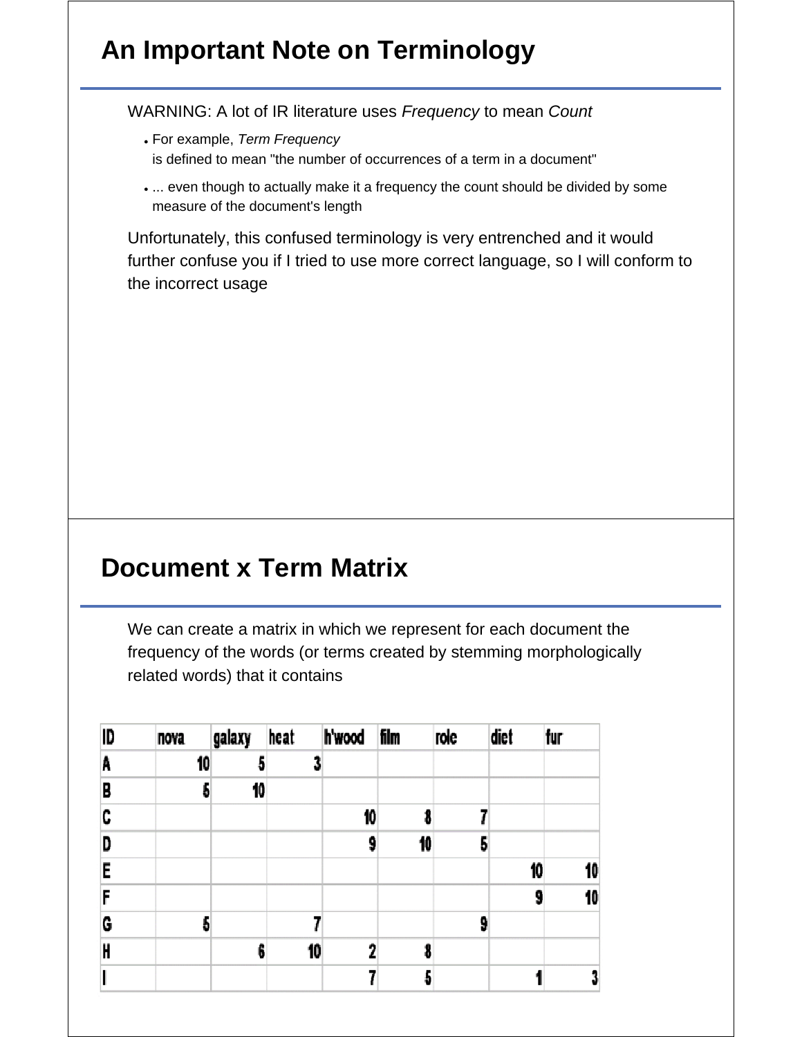# An Important Note on Terminology

WARNING: A lot of IR literature uses *Frequency* to mean *Count*

- For example, *Term Frequency* is defined to mean "the number of occurrences of a term in a document"
- ... even though to actually make it a frequency the count should be divided by some measure of the document's length

Unfortunately, this confused terminology is very entrenched and it would further confuse you if I tried to use more correct language, so I will conform to the incorrect usage

# Document x Term Matrix

We can create a matrix in which we represent for each document the frequency of the words (or terms created by stemming morphologically related words) that it contains

| ID | nova | galaxy | heat | h'wood | film | role | diet | fur |
|---|---|---|---|---|---|---|---|---|
| A | 10 | 5 | 3 | | | | | |
| B | 5 | 10 | | | | | | |
| C | | | | 10 | 8 | 7 | | |
| D | | | | 9 | 10 | 5 | | |
| E | | | | | | | 10 | 10 |
| F | | | | | | | 9 | 10 |
| G | 5 | | 7 | | | 9 | | |
| H | | 6 | 10 | 2 | 8 | | | |
| I | | | | 7 | 5 | | 1 | 3 |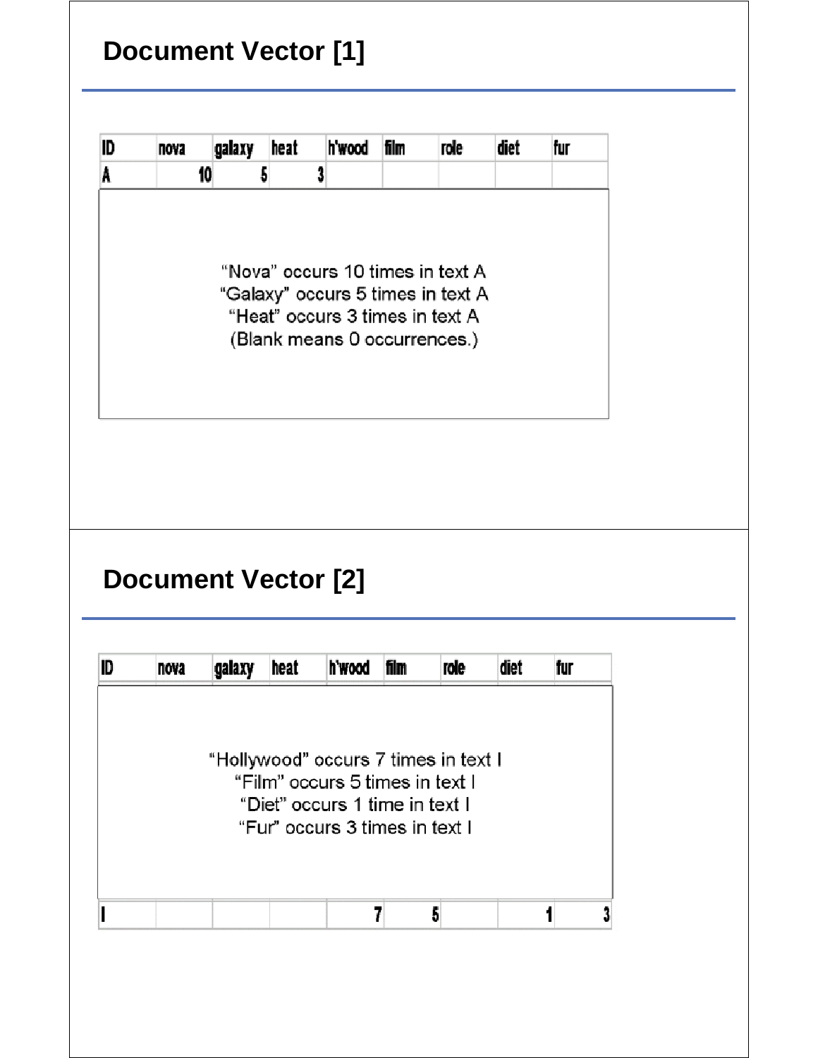## Document Vector [1]

| ID | nova | galaxy | heat | h'wood | film | role | diet | fur |
|---|---|---|---|---|---|---|---|---|
| A | 10 | 5 | 3 | | | | | |

"Nova" occurs 10 times in text A
"Galaxy" occurs 5 times in text A
"Heat" occurs 3 times in text A
(Blank means 0 occurrences.)

## Document Vector [2]

| ID | nova | galaxy | heat | h'wood | film | role | diet | fur |
|---|---|---|---|---|---|---|---|---|
| I | | | | 7 | 5 | | 1 | 3 |

"Hollywood" occurs 7 times in text I
"Film" occurs 5 times in text I
"Diet" occurs 1 time in text I
"Fur" occurs 3 times in text I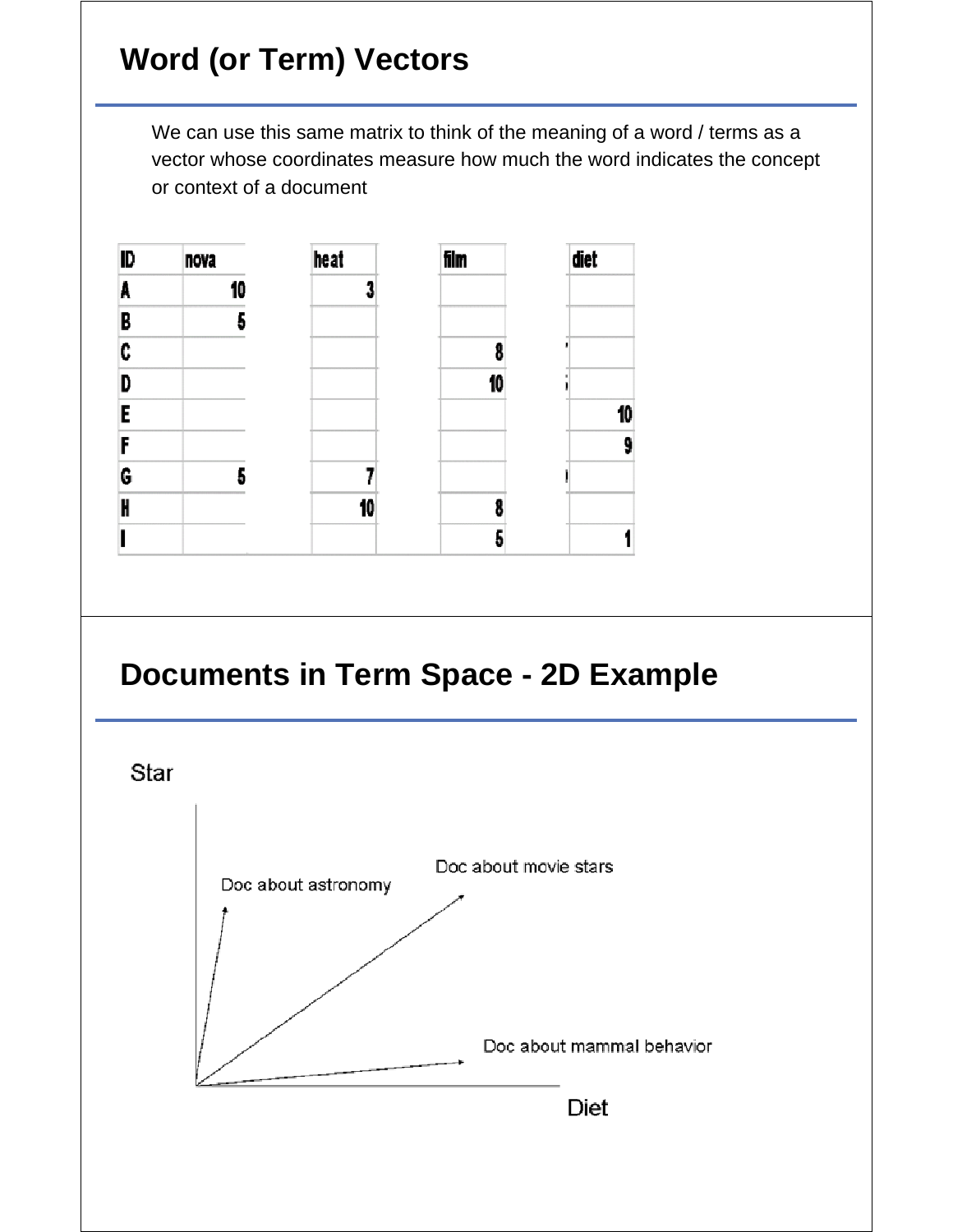## Word (or Term) Vectors

We can use this same matrix to think of the meaning of a word / terms as a vector whose coordinates measure how much the word indicates the concept or context of a document

| ID | nova | heat | film | diet |
|---|---|---|---|---|
| A | 10 | 3 | | |
| B | 5 | | | |
| C | | | 8 | |
| D | | | 10 | |
| E | | | | 10 |
| F | | | | 9 |
| G | 5 | 7 | | |
| H | | 10 | 8 | |
| I | | | 5 | 1 |

## Documents in Term Space - 2D Example

Star

Doc about astronomy

Doc about movie stars

Doc about mammal behavior

Diet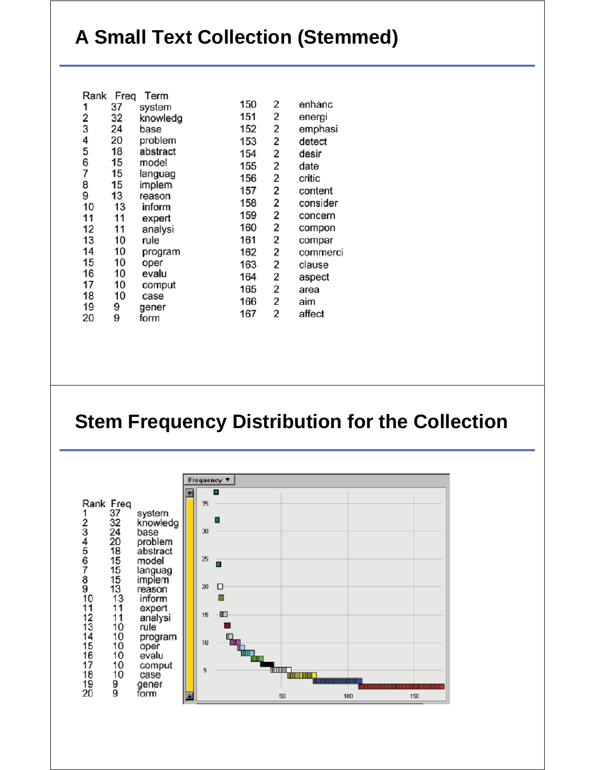## A Small Text Collection (Stemmed)

| Rank | Freq | Term |
|---|---|---|
| 1 | 37 | system |
| 2 | 32 | knowledg |
| 3 | 24 | base |
| 4 | 20 | problem |
| 5 | 18 | abstract |
| 6 | 15 | model |
| 7 | 15 | languag |
| 8 | 15 | implem |
| 9 | 13 | reason |
| 10 | 13 | inform |
| 11 | 11 | expert |
| 12 | 11 | analysi |
| 13 | 10 | rule |
| 14 | 10 | program |
| 15 | 10 | oper |
| 16 | 10 | evalu |
| 17 | 10 | comput |
| 18 | 10 | case |
| 19 | 9 | gener |
| 20 | 9 | form |

| Rank | Freq | Term |
|---|---|---|
| 150 | 2 | enhanc |
| 151 | 2 | energi |
| 152 | 2 | emphasi |
| 153 | 2 | detect |
| 154 | 2 | desir |
| 155 | 2 | date |
| 156 | 2 | critic |
| 157 | 2 | content |
| 158 | 2 | consider |
| 159 | 2 | concern |
| 160 | 2 | compon |
| 161 | 2 | compar |
| 162 | 2 | commerci |
| 163 | 2 | clause |
| 164 | 2 | aspect |
| 165 | 2 | area |
| 166 | 2 | aim |
| 167 | 2 | affect |

## Stem Frequency Distribution for the Collection

| Rank | Freq | Term |
|---|---|---|
| 1 | 37 | system |
| 2 | 32 | knowledg |
| 3 | 24 | base |
| 4 | 20 | problem |
| 5 | 18 | abstract |
| 6 | 15 | model |
| 7 | 15 | languag |
| 8 | 15 | implem |
| 9 | 13 | reason |
| 10 | 13 | inform |
| 11 | 11 | expert |
| 12 | 11 | analysi |
| 13 | 10 | rule |
| 14 | 10 | program |
| 15 | 10 | oper |
| 16 | 10 | evalu |
| 17 | 10 | comput |
| 18 | 10 | case |
| 19 | 9 | gener |
| 20 | 9 | form |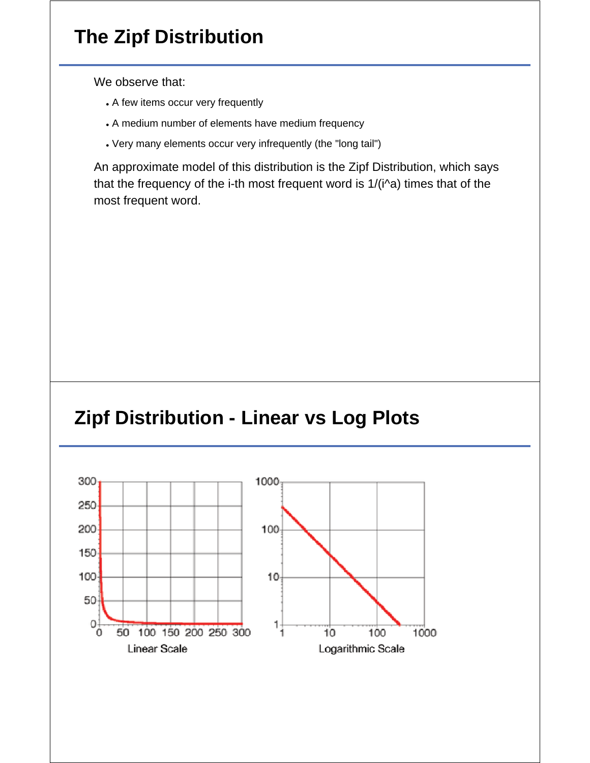# The Zipf Distribution

We observe that:

- A few items occur very frequently
- A medium number of elements have medium frequency
- Very many elements occur very infrequently (the "long tail")

An approximate model of this distribution is the Zipf Distribution, which says that the frequency of the i-th most frequent word is 1/(i^a) times that of the most frequent word.

# Zipf Distribution - Linear vs Log Plots

Linear Scale

Logarithmic Scale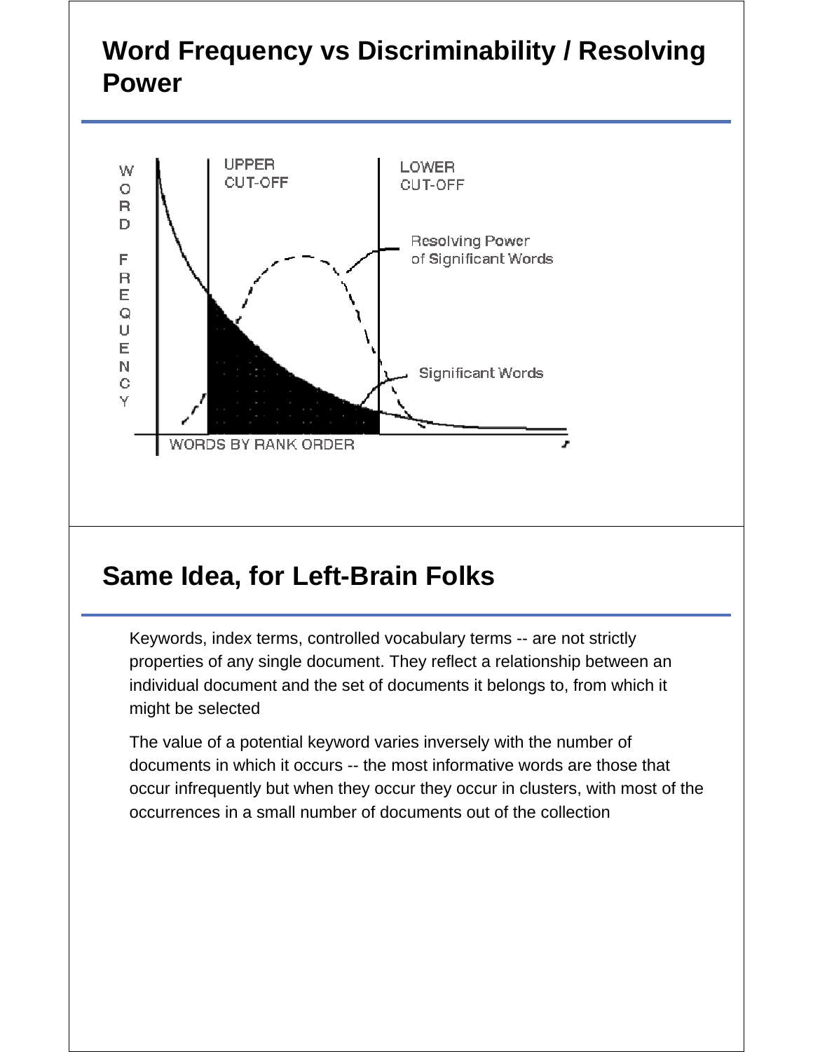## Word Frequency vs Discriminability / Resolving Power

WORD FREQUENCY

UPPER CUT-OFF

LOWER CUT-OFF

Resolving Power of Significant Words

Significant Words

WORDS BY RANK ORDER

## Same Idea, for Left-Brain Folks

Keywords, index terms, controlled vocabulary terms -- are not strictly properties of any single document. They reflect a relationship between an individual document and the set of documents it belongs to, from which it might be selected

The value of a potential keyword varies inversely with the number of documents in which it occurs -- the most informative words are those that occur infrequently but when they occur they occur in clusters, with most of the occurrences in a small number of documents out of the collection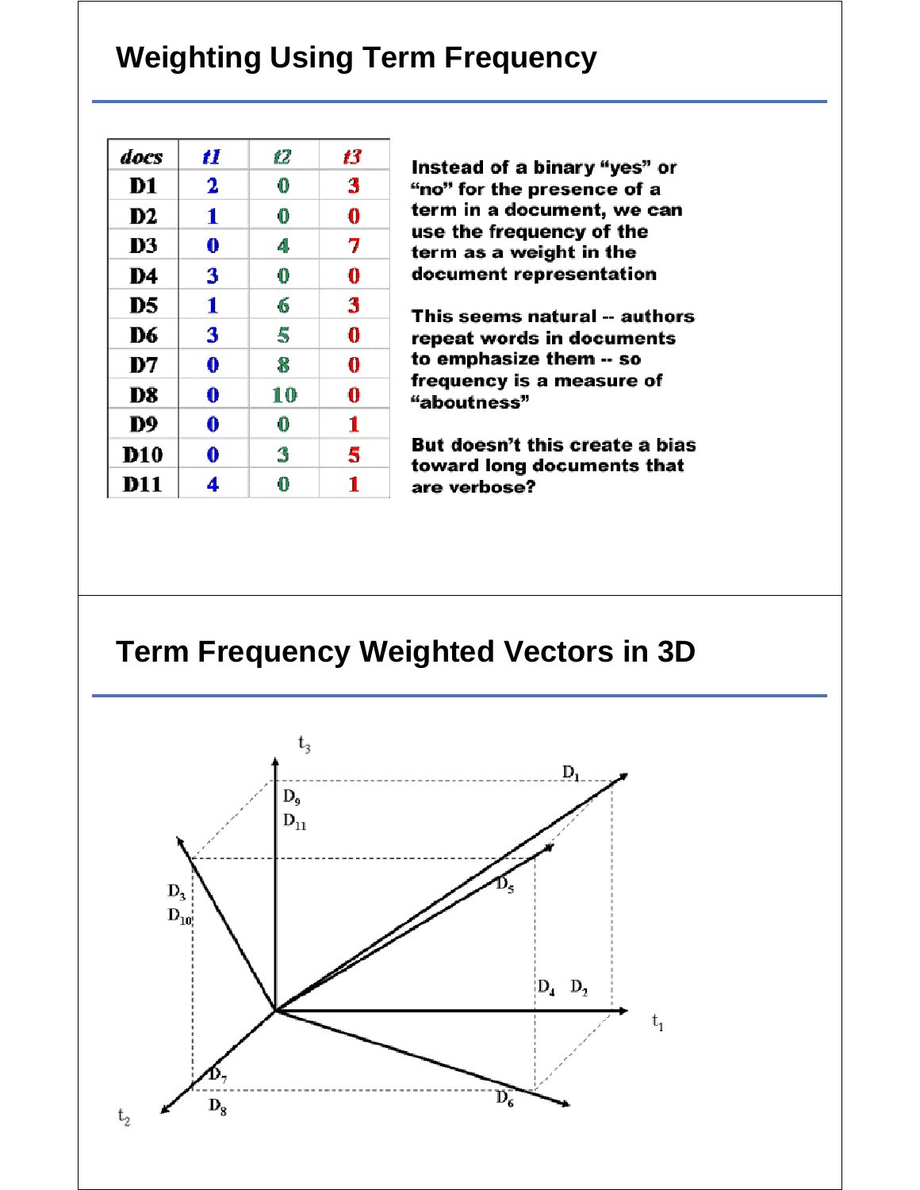## Weighting Using Term Frequency

| docs | t1 | t2 | t3 |
|---|---|---|---|
| D1 | 2 | 0 | 3 |
| D2 | 1 | 0 | 0 |
| D3 | 0 | 4 | 7 |
| D4 | 3 | 0 | 0 |
| D5 | 1 | 6 | 3 |
| D6 | 3 | 5 | 0 |
| D7 | 0 | 8 | 0 |
| D8 | 0 | 10 | 0 |
| D9 | 0 | 0 | 1 |
| D10 | 0 | 3 | 5 |
| D11 | 4 | 0 | 1 |

Instead of a binary "yes" or "no" for the presence of a term in a document, we can use the frequency of the term as a weight in the document representation

This seems natural -- authors repeat words in documents to emphasize them -- so frequency is a measure of "aboutness"

But doesn't this create a bias toward long documents that are verbose?

## Term Frequency Weighted Vectors in 3D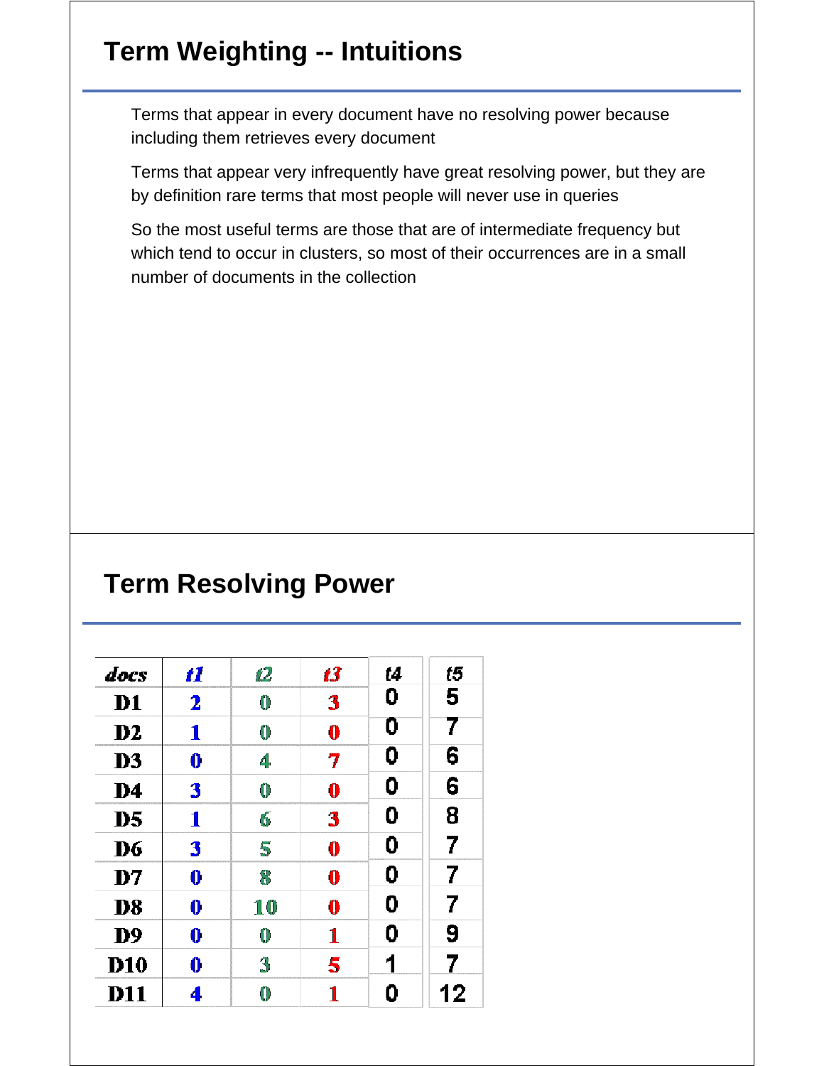## Term Weighting -- Intuitions

Terms that appear in every document have no resolving power because including them retrieves every document

Terms that appear very infrequently have great resolving power, but they are by definition rare terms that most people will never use in queries

So the most useful terms are those that are of intermediate frequency but which tend to occur in clusters, so most of their occurrences are in a small number of documents in the collection

## Term Resolving Power

| *docs* | *t1* | *t2* | *t3* | *t4* | *t5* |
|---|---|---|---|---|---|
| D1 | 2 | 0 | 3 | 0 | 5 |
| D2 | 1 | 0 | 0 | 0 | 7 |
| D3 | 0 | 4 | 7 | 0 | 6 |
| D4 | 3 | 0 | 0 | 0 | 6 |
| D5 | 1 | 6 | 3 | 0 | 8 |
| D6 | 3 | 5 | 0 | 0 | 7 |
| D7 | 0 | 8 | 0 | 0 | 7 |
| D8 | 0 | 10 | 0 | 0 | 7 |
| D9 | 0 | 0 | 1 | 0 | 9 |
| D10 | 0 | 3 | 5 | 1 | 7 |
| D11 | 4 | 0 | 1 | 0 | 12 |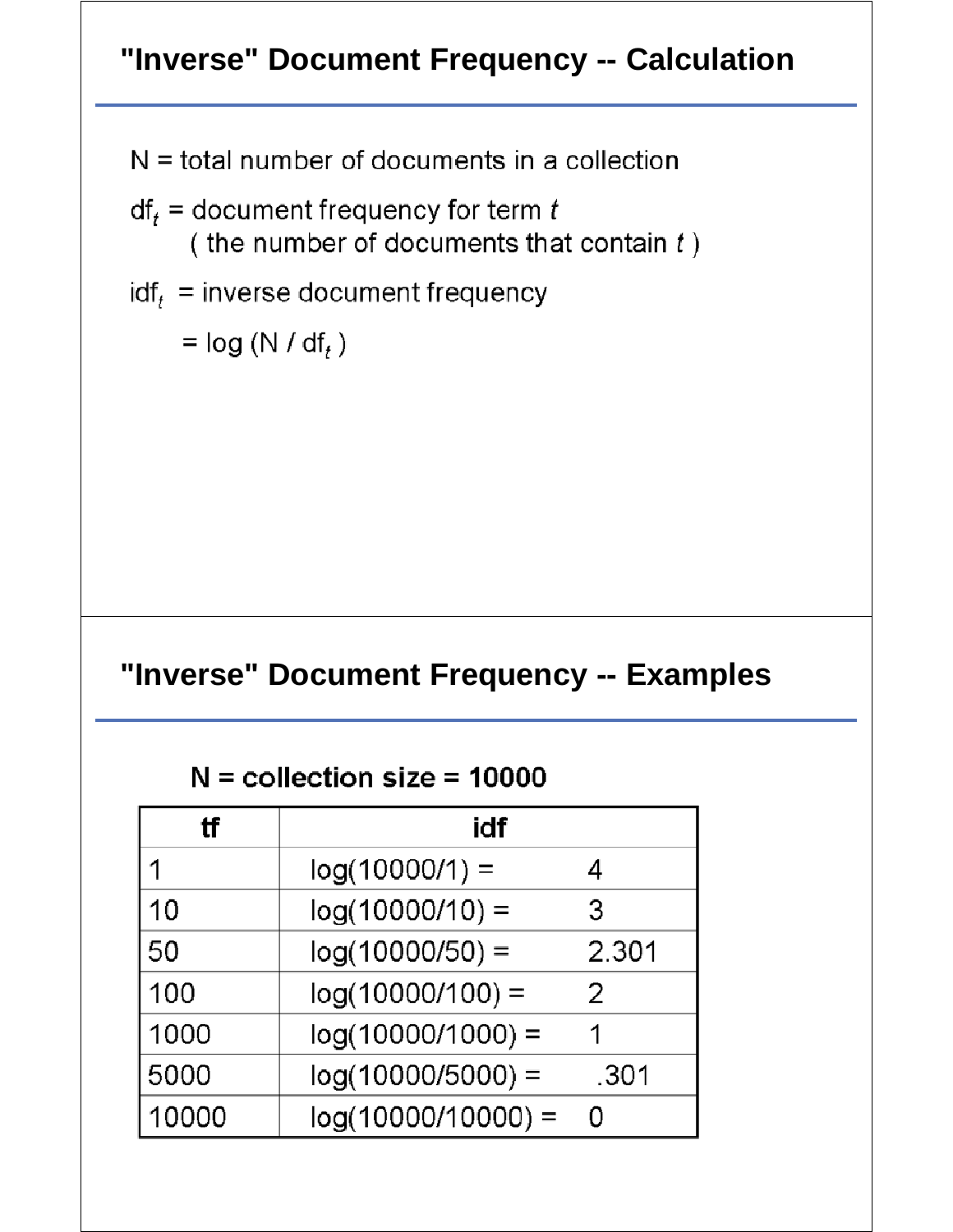## "Inverse" Document Frequency -- Calculation

N = total number of documents in a collection

$df_t$ = document frequency for term $t$
( the number of documents that contain $t$ )

$idf_t$ = inverse document frequency

$= \log (N / df_t)$

## "Inverse" Document Frequency -- Examples

**N = collection size = 10000**

| tf | idf | |
|---|---|---|
| 1 | log(10000/1) = | 4 |
| 10 | log(10000/10) = | 3 |
| 50 | log(10000/50) = | 2.301 |
| 100 | log(10000/100) = | 2 |
| 1000 | log(10000/1000) = | 1 |
| 5000 | log(10000/5000) = | .301 |
| 10000 | log(10000/10000) = | 0 |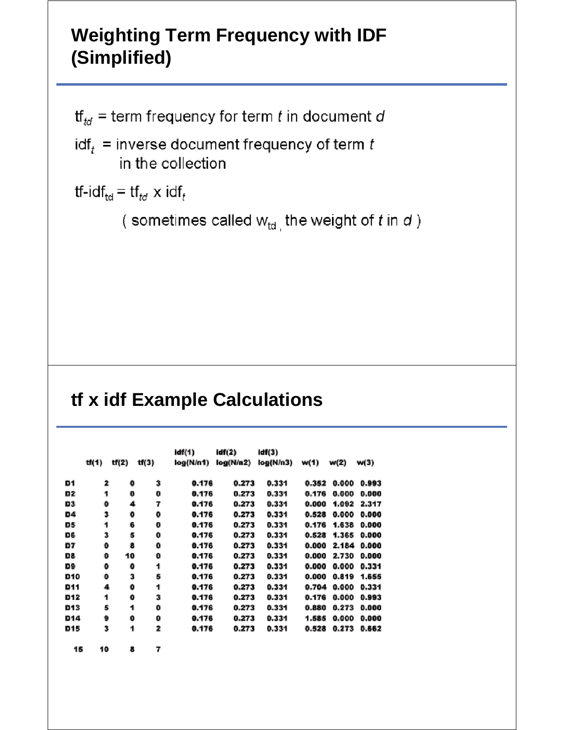## Weighting Term Frequency with IDF (Simplified)

$tf_{td}$ = term frequency for term $t$ in document $d$

$idf_t$ = inverse document frequency of term $t$ in the collection

$tf\text{-}idf_{td} = tf_{td} \times idf_t$

( sometimes called $w_{td}$, the weight of $t$ in $d$ )

## tf x idf Example Calculations

| | tf(1) | tf(2) | tf(3) | idf(1) log(N/n1) | idf(2) log(N/n2) | idf(3) log(N/n3) | w(1) | w(2) | w(3) |
|---|---|---|---|---|---|---|---|---|---|
| D1 | 2 | 0 | 3 | 0.176 | 0.273 | 0.331 | 0.352 | 0.000 | 0.993 |
| D2 | 1 | 0 | 0 | 0.176 | 0.273 | 0.331 | 0.176 | 0.000 | 0.000 |
| D3 | 0 | 4 | 7 | 0.176 | 0.273 | 0.331 | 0.000 | 1.092 | 2.317 |
| D4 | 3 | 0 | 0 | 0.176 | 0.273 | 0.331 | 0.528 | 0.000 | 0.000 |
| D5 | 1 | 6 | 0 | 0.176 | 0.273 | 0.331 | 0.176 | 1.638 | 0.000 |
| D6 | 3 | 5 | 0 | 0.176 | 0.273 | 0.331 | 0.528 | 1.365 | 0.000 |
| D7 | 0 | 8 | 0 | 0.176 | 0.273 | 0.331 | 0.000 | 2.184 | 0.000 |
| D8 | 0 | 10 | 0 | 0.176 | 0.273 | 0.331 | 0.000 | 2.730 | 0.000 |
| D9 | 0 | 0 | 1 | 0.176 | 0.273 | 0.331 | 0.000 | 0.000 | 0.331 |
| D10 | 0 | 3 | 5 | 0.176 | 0.273 | 0.331 | 0.000 | 0.819 | 1.655 |
| D11 | 4 | 0 | 1 | 0.176 | 0.273 | 0.331 | 0.704 | 0.000 | 0.331 |
| D12 | 1 | 0 | 3 | 0.176 | 0.273 | 0.331 | 0.176 | 0.000 | 0.993 |
| D13 | 5 | 1 | 0 | 0.176 | 0.273 | 0.331 | 0.880 | 0.273 | 0.000 |
| D14 | 9 | 0 | 0 | 0.176 | 0.273 | 0.331 | 1.585 | 0.000 | 0.000 |
| D15 | 3 | 1 | 2 | 0.176 | 0.273 | 0.331 | 0.528 | 0.273 | 0.662 |
| 15 | 10 | 8 | 7 | | | | | | |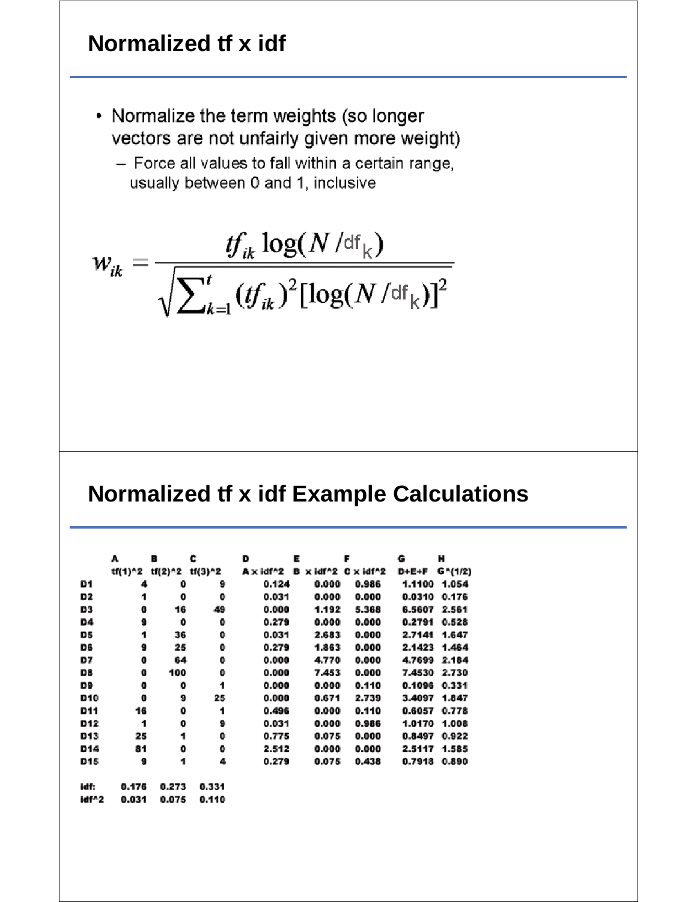## Normalized tf x idf

- Normalize the term weights (so longer vectors are not unfairly given more weight)
  - Force all values to fall within a certain range, usually between 0 and 1, inclusive

$$w_{ik} = \frac{tf_{ik} \log(N / df_k)}{\sqrt{\sum_{k=1}^{t} (tf_{ik})^2 [\log(N / df_k)]^2}}$$

## Normalized tf x idf Example Calculations

| | A | B | C | D | E | F | G | H |
|---|---|---|---|---|---|---|---|---|
| | tf(1)^2 | tf(2)^2 | tf(3)^2 | A x idf^2 | B x idf^2 | C x idf^2 | D+E+F | G^(1/2) |
| D1 | 4 | 0 | 9 | 0.124 | 0.000 | 0.986 | 1.1100 | 1.054 |
| D2 | 1 | 0 | 0 | 0.031 | 0.000 | 0.000 | 0.0310 | 0.176 |
| D3 | 0 | 16 | 49 | 0.000 | 1.192 | 5.368 | 6.5607 | 2.561 |
| D4 | 9 | 0 | 0 | 0.279 | 0.000 | 0.000 | 0.2791 | 0.528 |
| D5 | 1 | 36 | 0 | 0.031 | 2.683 | 0.000 | 2.7141 | 1.647 |
| D6 | 9 | 25 | 0 | 0.279 | 1.863 | 0.000 | 2.1423 | 1.464 |
| D7 | 0 | 64 | 0 | 0.000 | 4.770 | 0.000 | 4.7699 | 2.184 |
| D8 | 0 | 100 | 0 | 0.000 | 7.453 | 0.000 | 7.4530 | 2.730 |
| D9 | 0 | 0 | 1 | 0.000 | 0.000 | 0.110 | 0.1096 | 0.331 |
| D10 | 0 | 9 | 25 | 0.000 | 0.671 | 2.739 | 3.4097 | 1.847 |
| D11 | 16 | 0 | 1 | 0.496 | 0.000 | 0.110 | 0.6057 | 0.778 |
| D12 | 1 | 0 | 9 | 0.031 | 0.000 | 0.986 | 1.0170 | 1.008 |
| D13 | 25 | 1 | 0 | 0.775 | 0.075 | 0.000 | 0.8497 | 0.922 |
| D14 | 81 | 0 | 0 | 2.512 | 0.000 | 0.000 | 2.5117 | 1.585 |
| D15 | 9 | 1 | 4 | 0.279 | 0.075 | 0.438 | 0.7918 | 0.890 |
| | | | | | | | | |
| idf: | 0.176 | 0.273 | 0.331 | | | | | |
| idf^2 | 0.031 | 0.075 | 0.110 | | | | | |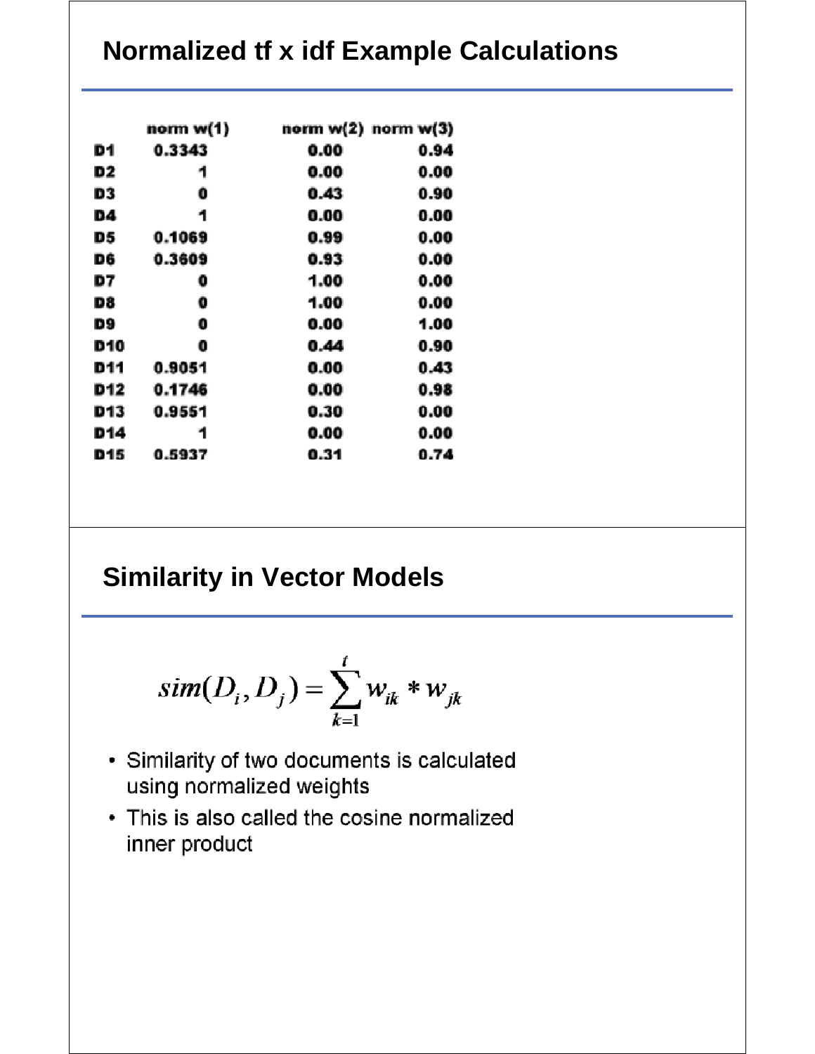## Normalized tf x idf Example Calculations

| | norm w(1) | norm w(2) | norm w(3) |
|---|---|---|---|
| D1 | 0.3343 | 0.00 | 0.94 |
| D2 | 1 | 0.00 | 0.00 |
| D3 | 0 | 0.43 | 0.90 |
| D4 | 1 | 0.00 | 0.00 |
| D5 | 0.1069 | 0.99 | 0.00 |
| D6 | 0.3609 | 0.93 | 0.00 |
| D7 | 0 | 1.00 | 0.00 |
| D8 | 0 | 1.00 | 0.00 |
| D9 | 0 | 0.00 | 1.00 |
| D10 | 0 | 0.44 | 0.90 |
| D11 | 0.9051 | 0.00 | 0.43 |
| D12 | 0.1746 | 0.00 | 0.98 |
| D13 | 0.9551 | 0.30 | 0.00 |
| D14 | 1 | 0.00 | 0.00 |
| D15 | 0.5937 | 0.31 | 0.74 |

## Similarity in Vector Models

$$sim(D_i, D_j) = \sum_{k=1}^{t} w_{ik} * w_{jk}$$

- Similarity of two documents is calculated using normalized weights
- This is also called the cosine normalized inner product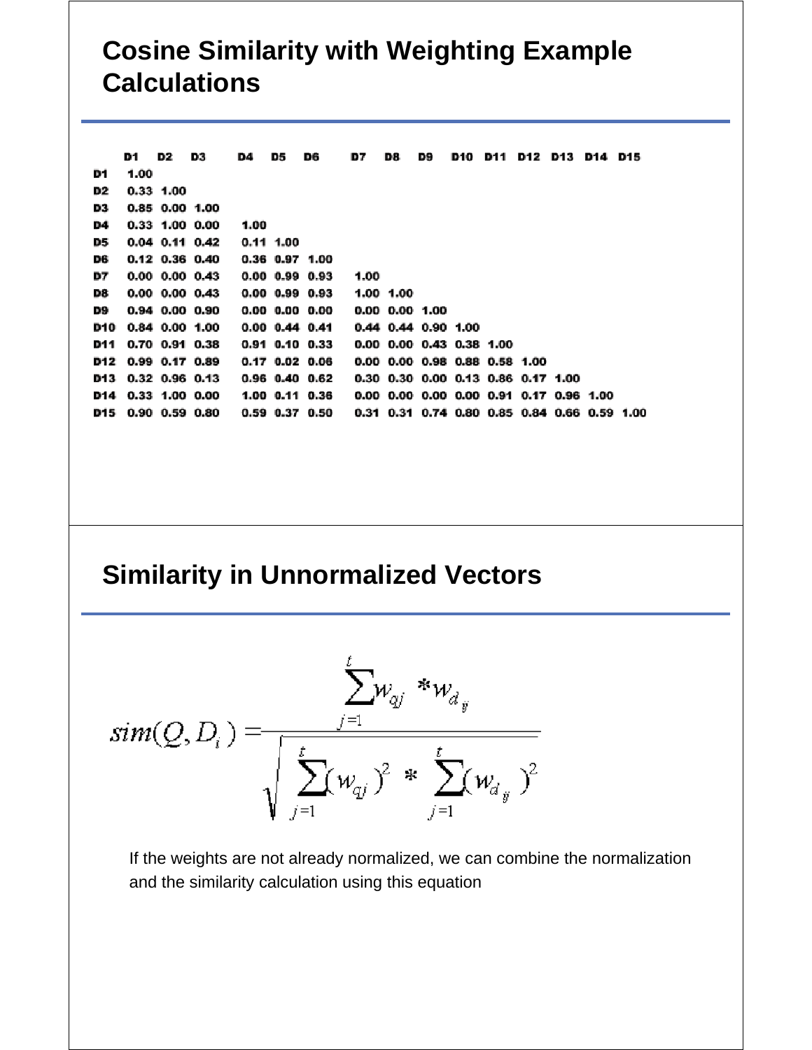# Cosine Similarity with Weighting Example Calculations

| | D1 | D2 | D3 | D4 | D5 | D6 | D7 | D8 | D9 | D10 | D11 | D12 | D13 | D14 | D15 |
|---|---|---|---|---|---|---|---|---|---|---|---|---|---|---|---|
| D1 | 1.00 | | | | | | | | | | | | | | |
| D2 | 0.33 | 1.00 | | | | | | | | | | | | | |
| D3 | 0.85 | 0.00 | 1.00 | | | | | | | | | | | | |
| D4 | 0.33 | 1.00 | 0.00 | 1.00 | | | | | | | | | | | |
| D5 | 0.04 | 0.11 | 0.42 | 0.11 | 1.00 | | | | | | | | | | |
| D6 | 0.12 | 0.36 | 0.40 | 0.36 | 0.97 | 1.00 | | | | | | | | | |
| D7 | 0.00 | 0.00 | 0.43 | 0.00 | 0.99 | 0.93 | 1.00 | | | | | | | | |
| D8 | 0.00 | 0.00 | 0.43 | 0.00 | 0.99 | 0.93 | 1.00 | 1.00 | | | | | | | |
| D9 | 0.94 | 0.00 | 0.90 | 0.00 | 0.00 | 0.00 | 0.00 | 0.00 | 1.00 | | | | | | |
| D10 | 0.84 | 0.00 | 1.00 | 0.00 | 0.44 | 0.41 | 0.44 | 0.44 | 0.90 | 1.00 | | | | | |
| D11 | 0.70 | 0.91 | 0.38 | 0.91 | 0.10 | 0.33 | 0.00 | 0.00 | 0.43 | 0.38 | 1.00 | | | | |
| D12 | 0.99 | 0.17 | 0.89 | 0.17 | 0.02 | 0.06 | 0.00 | 0.00 | 0.98 | 0.88 | 0.58 | 1.00 | | | |
| D13 | 0.32 | 0.96 | 0.13 | 0.96 | 0.40 | 0.62 | 0.30 | 0.30 | 0.00 | 0.13 | 0.86 | 0.17 | 1.00 | | |
| D14 | 0.33 | 1.00 | 0.00 | 1.00 | 0.11 | 0.36 | 0.00 | 0.00 | 0.00 | 0.00 | 0.91 | 0.17 | 0.96 | 1.00 | |
| D15 | 0.90 | 0.59 | 0.80 | 0.59 | 0.37 | 0.50 | 0.31 | 0.31 | 0.74 | 0.80 | 0.85 | 0.84 | 0.66 | 0.59 | 1.00 |

# Similarity in Unnormalized Vectors

$$sim(Q, D_i) = \frac{\sum_{j=1}^{t} w_{qj} * w_{d_{ij}}}{\sqrt{\sum_{j=1}^{t} (w_{qj})^2 * \sum_{j=1}^{t} (w_{d_{ij}})^2}}$$

If the weights are not already normalized, we can combine the normalization and the similarity calculation using this equation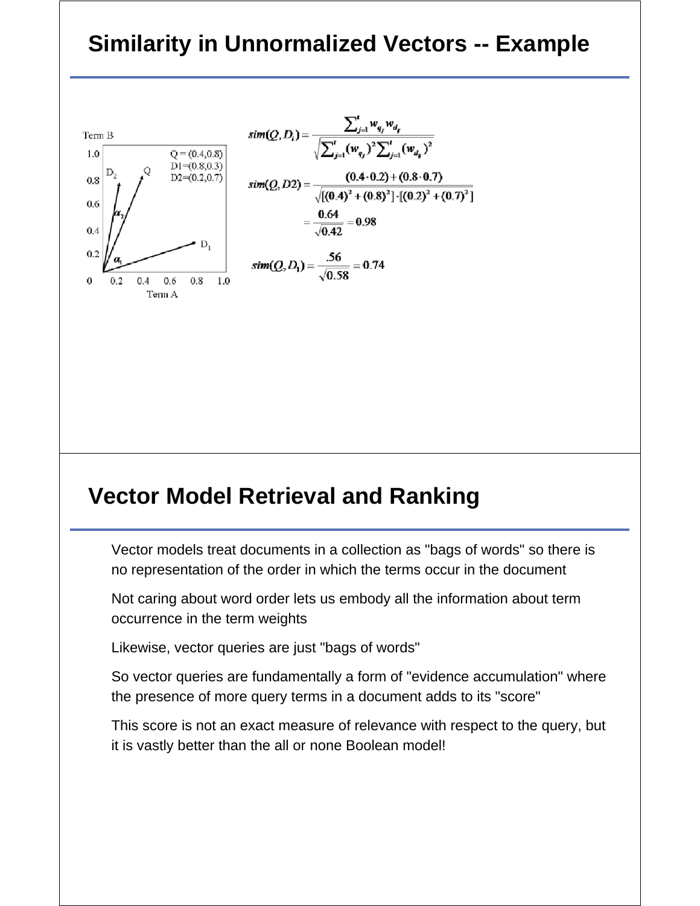## Similarity in Unnormalized Vectors -- Example

Term B

Q = (0.4,0.8)
D1=(0.8,0.3)
D2=(0.2,0.7)

Term A

$$sim(Q, D_i) = \frac{\sum_{j=1}^{t} w_{q_j} w_{d_{ij}}}{\sqrt{\sum_{j=1}^{t} (w_{q_j})^2 \sum_{j=1}^{t} (w_{d_{ij}})^2}}$$

$$sim(Q, D2) = \frac{(0.4 \cdot 0.2) + (0.8 \cdot 0.7)}{\sqrt{[(0.4)^2 + (0.8)^2] \cdot [(0.2)^2 + (0.7)^2]}}$$

$$= \frac{0.64}{\sqrt{0.42}} = 0.98$$

$$sim(Q, D_1) = \frac{.56}{\sqrt{0.58}} = 0.74$$

## Vector Model Retrieval and Ranking

Vector models treat documents in a collection as "bags of words" so there is no representation of the order in which the terms occur in the document

Not caring about word order lets us embody all the information about term occurrence in the term weights

Likewise, vector queries are just "bags of words"

So vector queries are fundamentally a form of "evidence accumulation" where the presence of more query terms in a document adds to its "score"

This score is not an exact measure of relevance with respect to the query, but it is vastly better than the all or none Boolean model!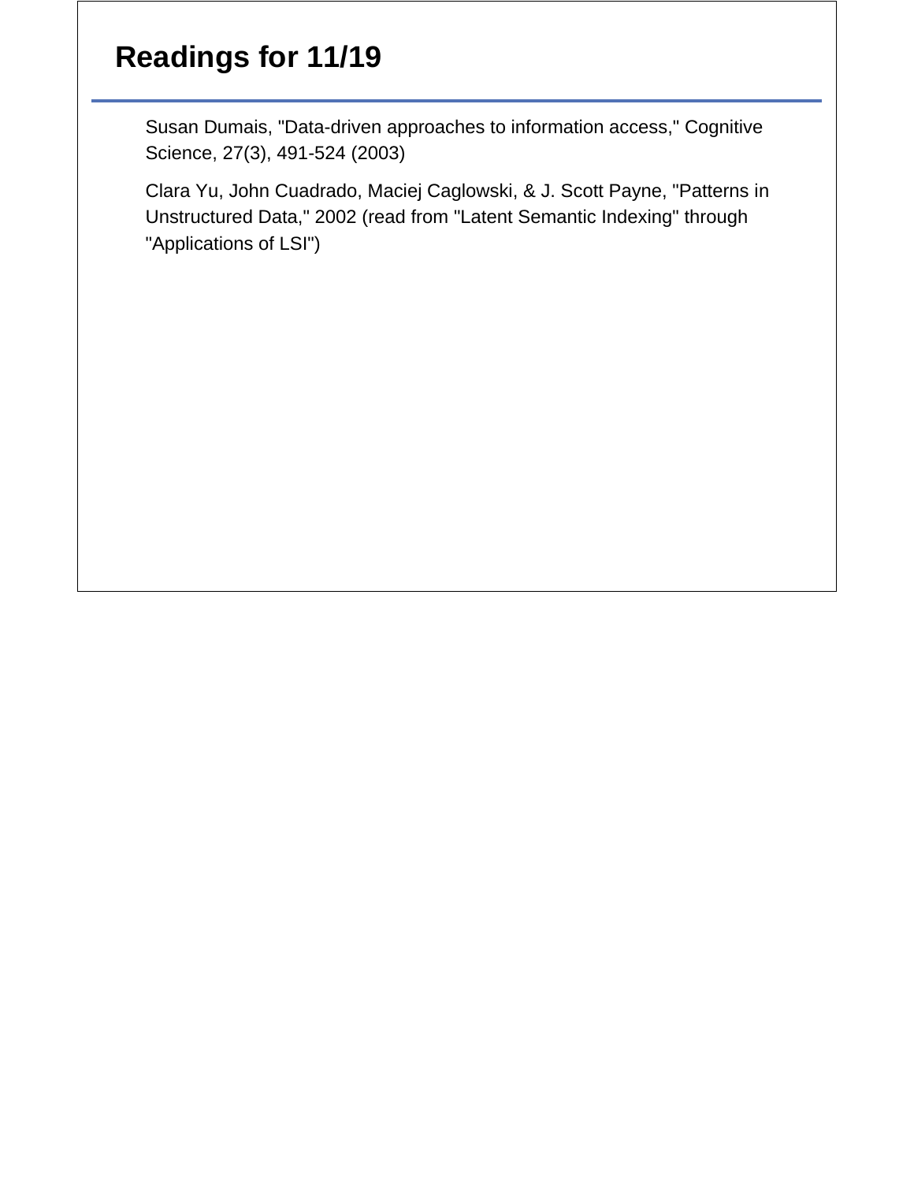# Readings for 11/19

Susan Dumais, "Data-driven approaches to information access," Cognitive Science, 27(3), 491-524 (2003)

Clara Yu, John Cuadrado, Maciej Caglowski, & J. Scott Payne, "Patterns in Unstructured Data," 2002 (read from "Latent Semantic Indexing" through "Applications of LSI")